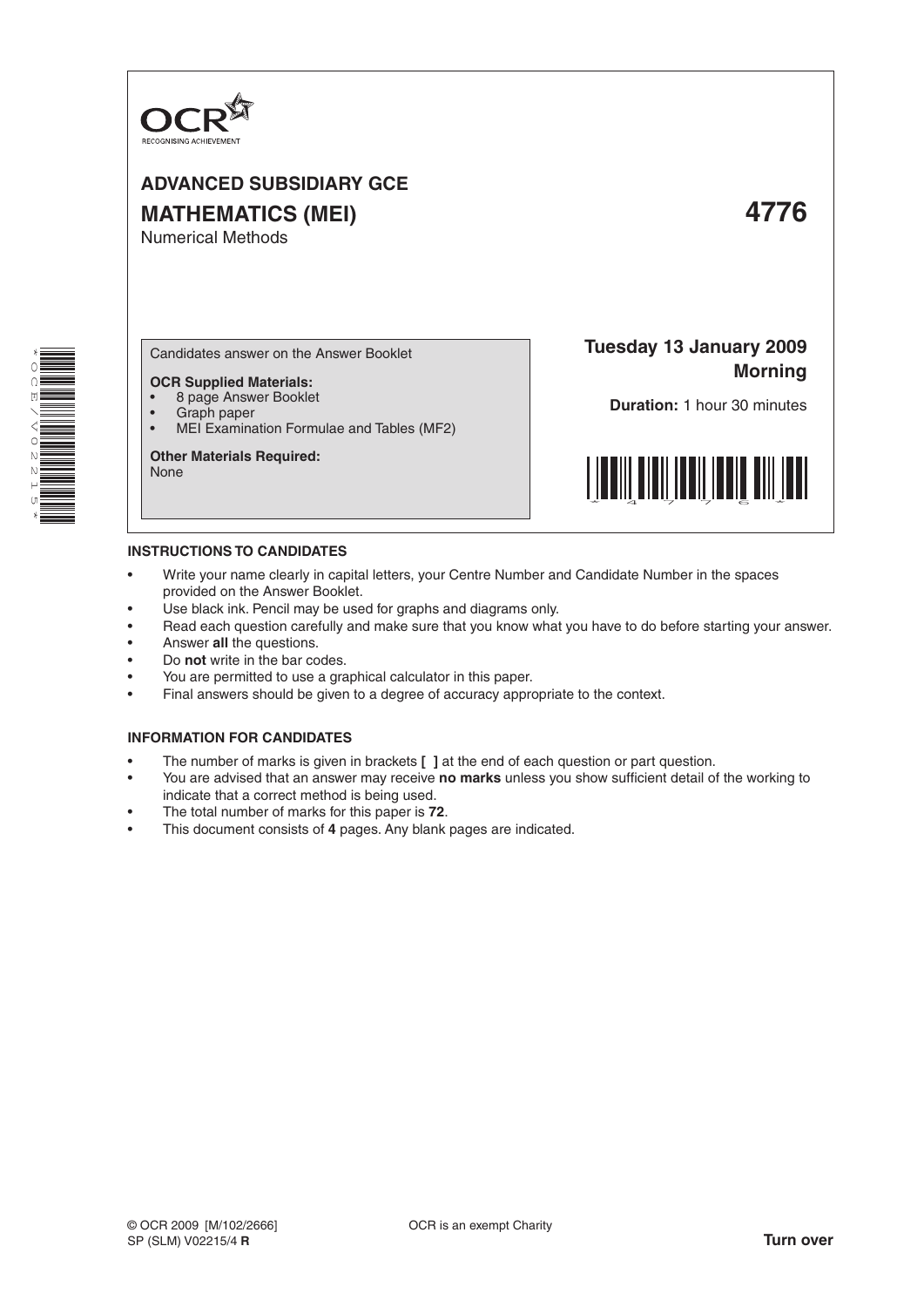OCR
RECOGNISING ACHIEVEMENT

# ADVANCED SUBSIDIARY GCE

## MATHEMATICS (MEI) 4776

Numerical Methods

Candidates answer on the Answer Booklet

**OCR Supplied Materials:**
- 8 page Answer Booklet
- Graph paper
- MEI Examination Formulae and Tables (MF2)

**Other Materials Required:**
None

**Tuesday 13 January 2009**
**Morning**

**Duration:** 1 hour 30 minutes

### INSTRUCTIONS TO CANDIDATES

- Write your name clearly in capital letters, your Centre Number and Candidate Number in the spaces provided on the Answer Booklet.
- Use black ink. Pencil may be used for graphs and diagrams only.
- Read each question carefully and make sure that you know what you have to do before starting your answer.
- Answer **all** the questions.
- Do **not** write in the bar codes.
- You are permitted to use a graphical calculator in this paper.
- Final answers should be given to a degree of accuracy appropriate to the context.

### INFORMATION FOR CANDIDATES

- The number of marks is given in brackets **[ ]** at the end of each question or part question.
- You are advised that an answer may receive **no marks** unless you show sufficient detail of the working to indicate that a correct method is being used.
- The total number of marks for this paper is **72**.
- This document consists of **4** pages. Any blank pages are indicated.

© OCR 2009 [M/102/2666] OCR is an exempt Charity
SP (SLM) V02215/4 **R** **Turn over**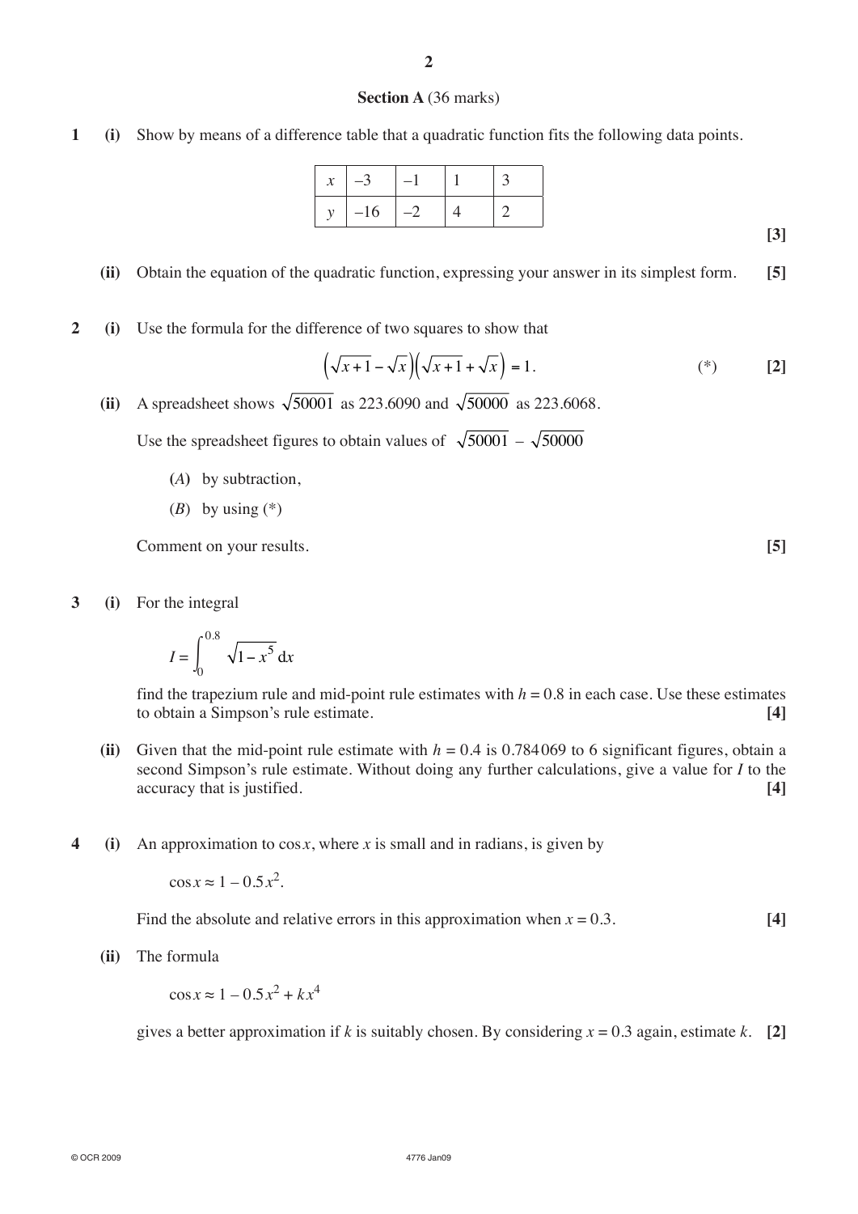## Section A (36 marks)

**1** **(i)** Show by means of a difference table that a quadratic function fits the following data points.

| $x$ | $-3$ | $-1$ | $1$ | $3$ |
|---|---|---|---|---|
| $y$ | $-16$ | $-2$ | $4$ | $2$ |

**[3]**

**(ii)** Obtain the equation of the quadratic function, expressing your answer in its simplest form. **[5]**

**2** **(i)** Use the formula for the difference of two squares to show that

$$\left(\sqrt{x+1}-\sqrt{x}\right)\left(\sqrt{x+1}+\sqrt{x}\right)=1. \qquad (*)$$

**[2]**

**(ii)** A spreadsheet shows $\sqrt{50001}$ as 223.6090 and $\sqrt{50000}$ as 223.6068.

Use the spreadsheet figures to obtain values of $\sqrt{50001} - \sqrt{50000}$

(*A*) by subtraction,

(*B*) by using (*)

Comment on your results. **[5]**

**3** **(i)** For the integral

$$I = \int_0^{0.8} \sqrt{1-x^5}\,\mathrm{d}x$$

find the trapezium rule and mid-point rule estimates with $h = 0.8$ in each case. Use these estimates to obtain a Simpson's rule estimate. **[4]**

**(ii)** Given that the mid-point rule estimate with $h = 0.4$ is 0.784069 to 6 significant figures, obtain a second Simpson's rule estimate. Without doing any further calculations, give a value for $I$ to the accuracy that is justified. **[4]**

**4** **(i)** An approximation to $\cos x$, where $x$ is small and in radians, is given by

$$\cos x \approx 1 - 0.5x^2.$$

Find the absolute and relative errors in this approximation when $x = 0.3$. **[4]**

**(ii)** The formula

$$\cos x \approx 1 - 0.5x^2 + kx^4$$

gives a better approximation if $k$ is suitably chosen. By considering $x = 0.3$ again, estimate $k$. **[2]**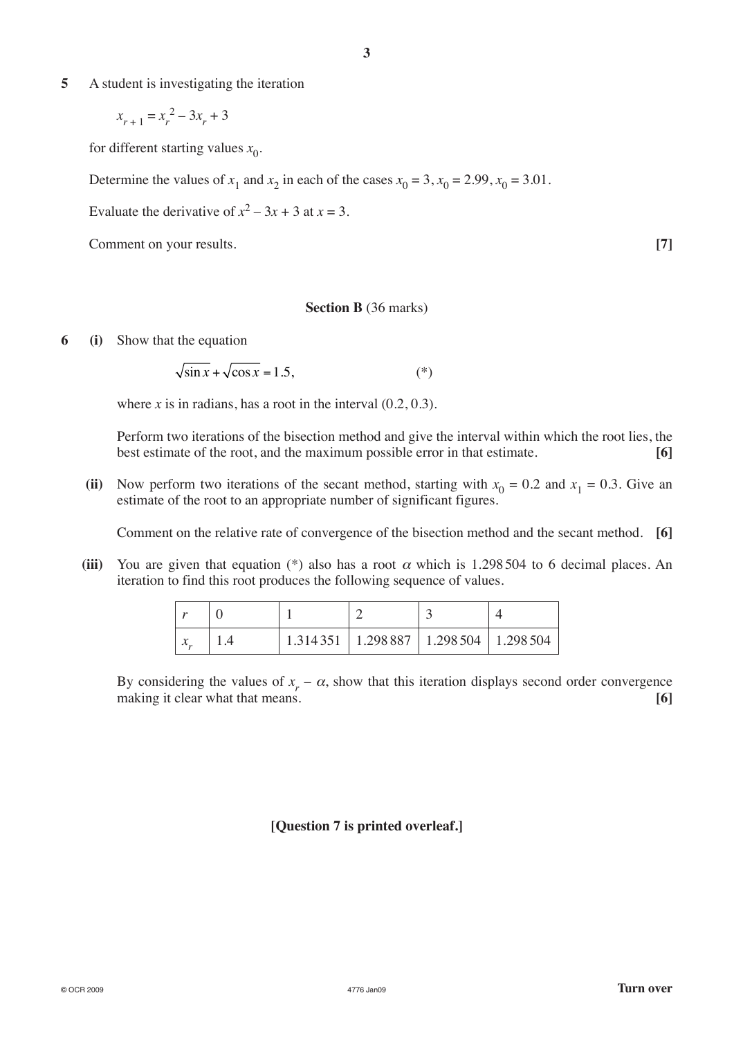**5** A student is investigating the iteration

$$x_{r+1} = x_r^{\,2} - 3x_r + 3$$

for different starting values $x_0$.

Determine the values of $x_1$ and $x_2$ in each of the cases $x_0 = 3$, $x_0 = 2.99$, $x_0 = 3.01$.

Evaluate the derivative of $x^2 - 3x + 3$ at $x = 3$.

Comment on your results. **[7]**

## Section B (36 marks)

**6** **(i)** Show that the equation

$$\sqrt{\sin x} + \sqrt{\cos x} = 1.5, \qquad (*)$$

where $x$ is in radians, has a root in the interval $(0.2, 0.3)$.

Perform two iterations of the bisection method and give the interval within which the root lies, the best estimate of the root, and the maximum possible error in that estimate. **[6]**

**(ii)** Now perform two iterations of the secant method, starting with $x_0 = 0.2$ and $x_1 = 0.3$. Give an estimate of the root to an appropriate number of significant figures.

Comment on the relative rate of convergence of the bisection method and the secant method. **[6]**

**(iii)** You are given that equation (*) also has a root $\alpha$ which is 1.298 504 to 6 decimal places. An iteration to find this root produces the following sequence of values.

| $r$ | 0 | 1 | 2 | 3 | 4 |
|---|---|---|---|---|---|
| $x_r$ | 1.4 | 1.314 351 | 1.298 887 | 1.298 504 | 1.298 504 |

By considering the values of $x_r - \alpha$, show that this iteration displays second order convergence making it clear what that means. **[6]**

**[Question 7 is printed overleaf.]**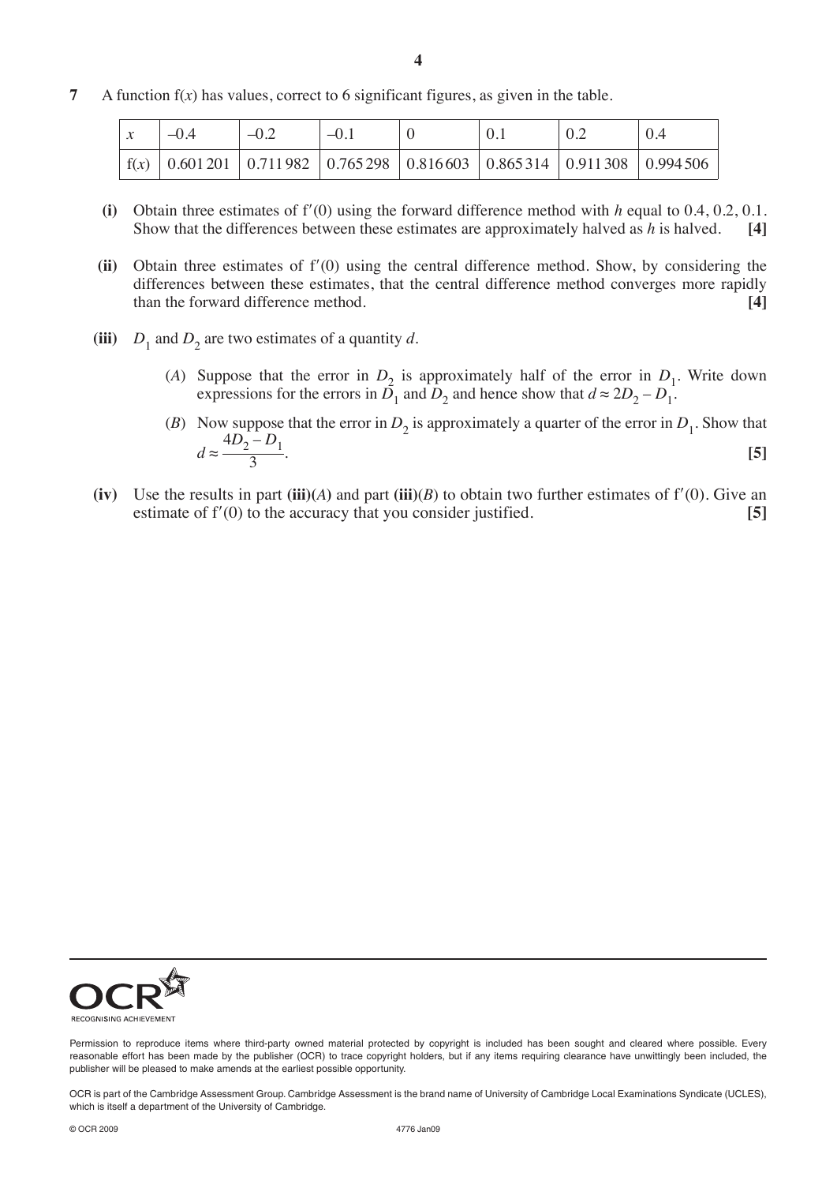**7** A function $f(x)$ has values, correct to 6 significant figures, as given in the table.

| $x$ | $-0.4$ | $-0.2$ | $-0.1$ | $0$ | $0.1$ | $0.2$ | $0.4$ |
|---|---|---|---|---|---|---|---|
| $f(x)$ | 0.601 201 | 0.711 982 | 0.765 298 | 0.816 603 | 0.865 314 | 0.911 308 | 0.994 506 |

**(i)** Obtain three estimates of $f'(0)$ using the forward difference method with $h$ equal to 0.4, 0.2, 0.1. Show that the differences between these estimates are approximately halved as $h$ is halved. **[4]**

**(ii)** Obtain three estimates of $f'(0)$ using the central difference method. Show, by considering the differences between these estimates, that the central difference method converges more rapidly than the forward difference method. **[4]**

**(iii)** $D_1$ and $D_2$ are two estimates of a quantity $d$.

(*A*) Suppose that the error in $D_2$ is approximately half of the error in $D_1$. Write down expressions for the errors in $D_1$ and $D_2$ and hence show that $d \approx 2D_2 - D_1$.

(*B*) Now suppose that the error in $D_2$ is approximately a quarter of the error in $D_1$. Show that $d \approx \dfrac{4D_2 - D_1}{3}$. **[5]**

**(iv)** Use the results in part **(iii)**(*A*) and part **(iii)**(*B*) to obtain two further estimates of $f'(0)$. Give an estimate of $f'(0)$ to the accuracy that you consider justified. **[5]**

Permission to reproduce items where third-party owned material protected by copyright is included has been sought and cleared where possible. Every reasonable effort has been made by the publisher (OCR) to trace copyright holders, but if any items requiring clearance have unwittingly been included, the publisher will be pleased to make amends at the earliest possible opportunity.

OCR is part of the Cambridge Assessment Group. Cambridge Assessment is the brand name of University of Cambridge Local Examinations Syndicate (UCLES), which is itself a department of the University of Cambridge.

© OCR 2009 4776 Jan09